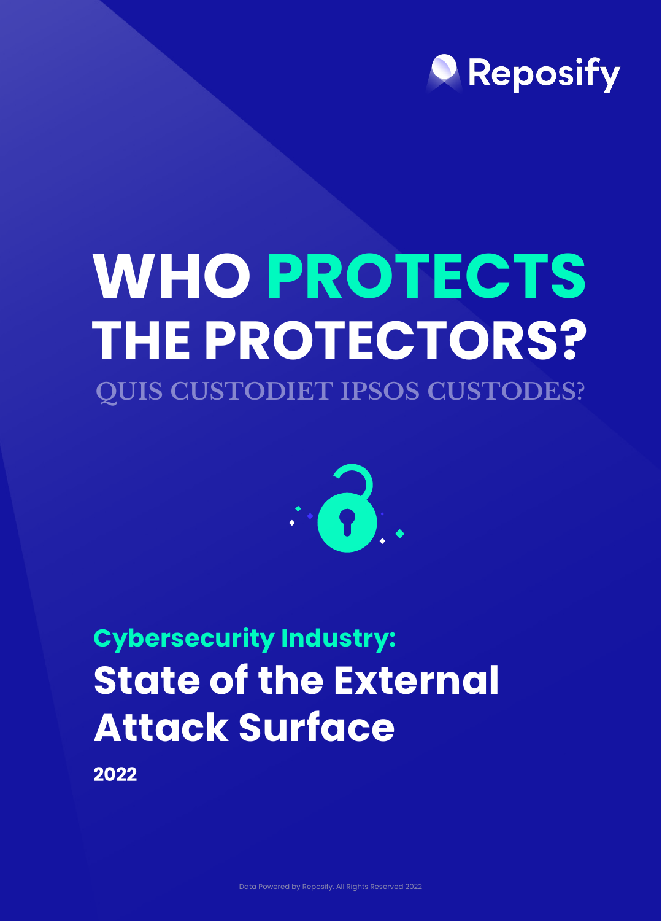Reposify

# WHO PROTECTS THE PROTECTORS?

QUIS CUSTODIET IPSOS CUSTODES?

## Cybersecurity Industry:

## State of the External Attack Surface

**2022**

Data Powered by Reposify. All Rights Reserved 2022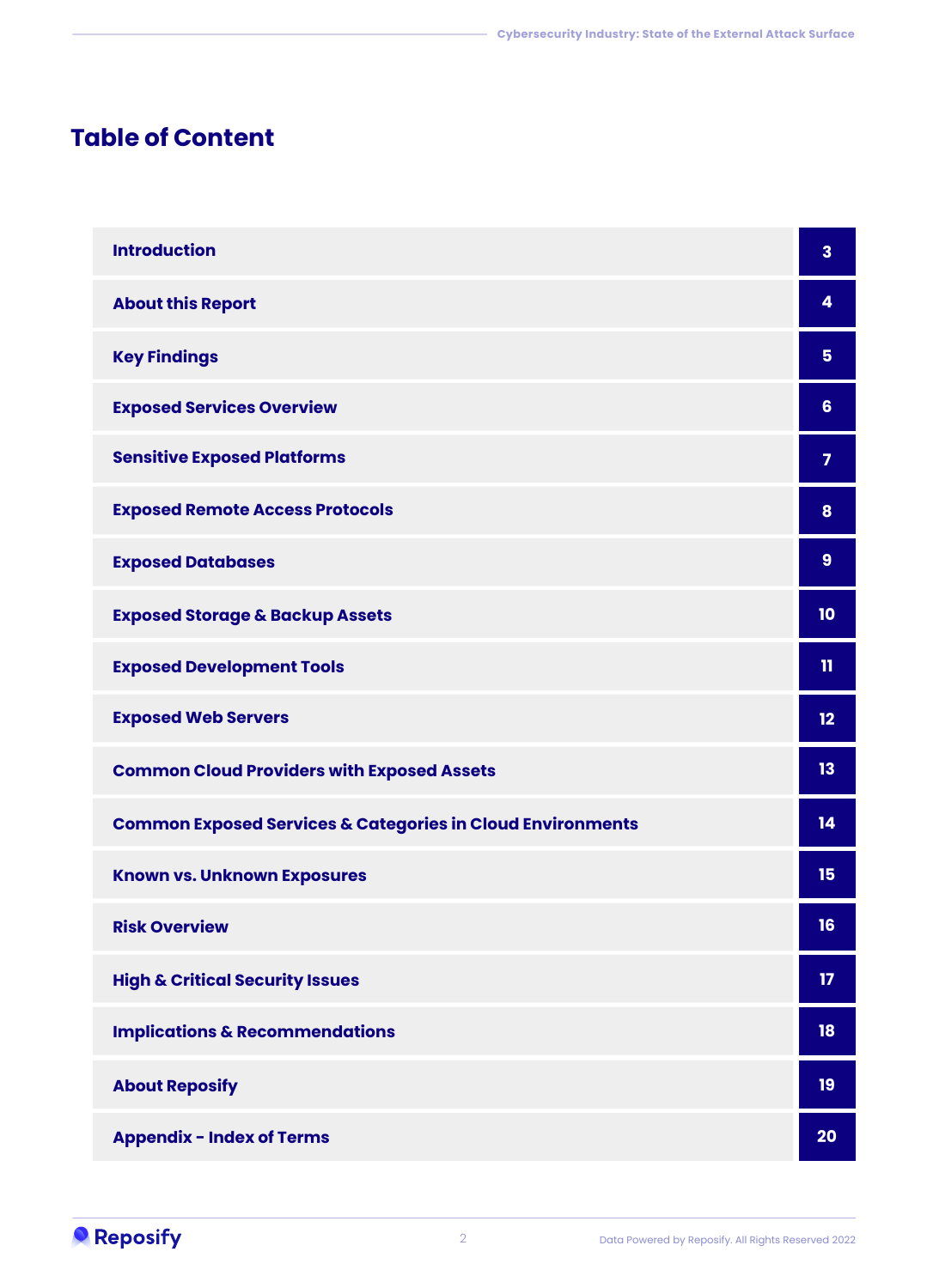# Table of Content

| Section | Page |
| --- | --- |
| Introduction | 3 |
| About this Report | 4 |
| Key Findings | 5 |
| Exposed Services Overview | 6 |
| Sensitive Exposed Platforms | 7 |
| Exposed Remote Access Protocols | 8 |
| Exposed Databases | 9 |
| Exposed Storage & Backup Assets | 10 |
| Exposed Development Tools | 11 |
| Exposed Web Servers | 12 |
| Common Cloud Providers with Exposed Assets | 13 |
| Common Exposed Services & Categories in Cloud Environments | 14 |
| Known vs. Unknown Exposures | 15 |
| Risk Overview | 16 |
| High & Critical Security Issues | 17 |
| Implications & Recommendations | 18 |
| About Reposify | 19 |
| Appendix - Index of Terms | 20 |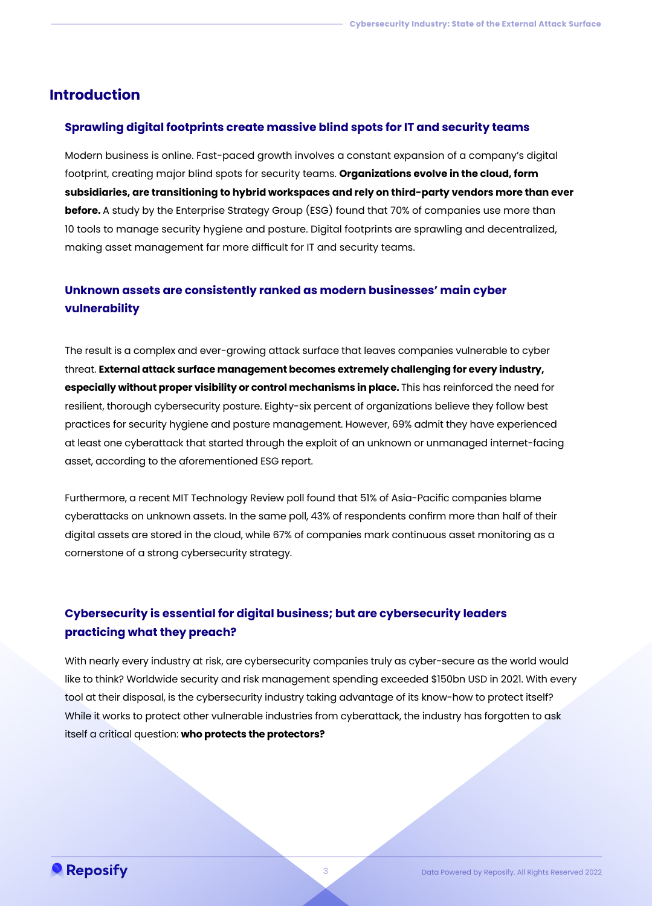## Introduction

### Sprawling digital footprints create massive blind spots for IT and security teams

Modern business is online. Fast-paced growth involves a constant expansion of a company's digital footprint, creating major blind spots for security teams. **Organizations evolve in the cloud, form subsidiaries, are transitioning to hybrid workspaces and rely on third-party vendors more than ever before.** A study by the Enterprise Strategy Group (ESG) found that 70% of companies use more than 10 tools to manage security hygiene and posture. Digital footprints are sprawling and decentralized, making asset management far more difficult for IT and security teams.

### Unknown assets are consistently ranked as modern businesses' main cyber vulnerability

The result is a complex and ever-growing attack surface that leaves companies vulnerable to cyber threat. **External attack surface management becomes extremely challenging for every industry, especially without proper visibility or control mechanisms in place.** This has reinforced the need for resilient, thorough cybersecurity posture. Eighty-six percent of organizations believe they follow best practices for security hygiene and posture management. However, 69% admit they have experienced at least one cyberattack that started through the exploit of an unknown or unmanaged internet-facing asset, according to the aforementioned ESG report.

Furthermore, a recent MIT Technology Review poll found that 51% of Asia-Pacific companies blame cyberattacks on unknown assets. In the same poll, 43% of respondents confirm more than half of their digital assets are stored in the cloud, while 67% of companies mark continuous asset monitoring as a cornerstone of a strong cybersecurity strategy.

### Cybersecurity is essential for digital business; but are cybersecurity leaders practicing what they preach?

With nearly every industry at risk, are cybersecurity companies truly as cyber-secure as the world would like to think? Worldwide security and risk management spending exceeded $150bn USD in 2021. With every tool at their disposal, is the cybersecurity industry taking advantage of its know-how to protect itself? While it works to protect other vulnerable industries from cyberattack, the industry has forgotten to ask itself a critical question: **who protects the protectors?**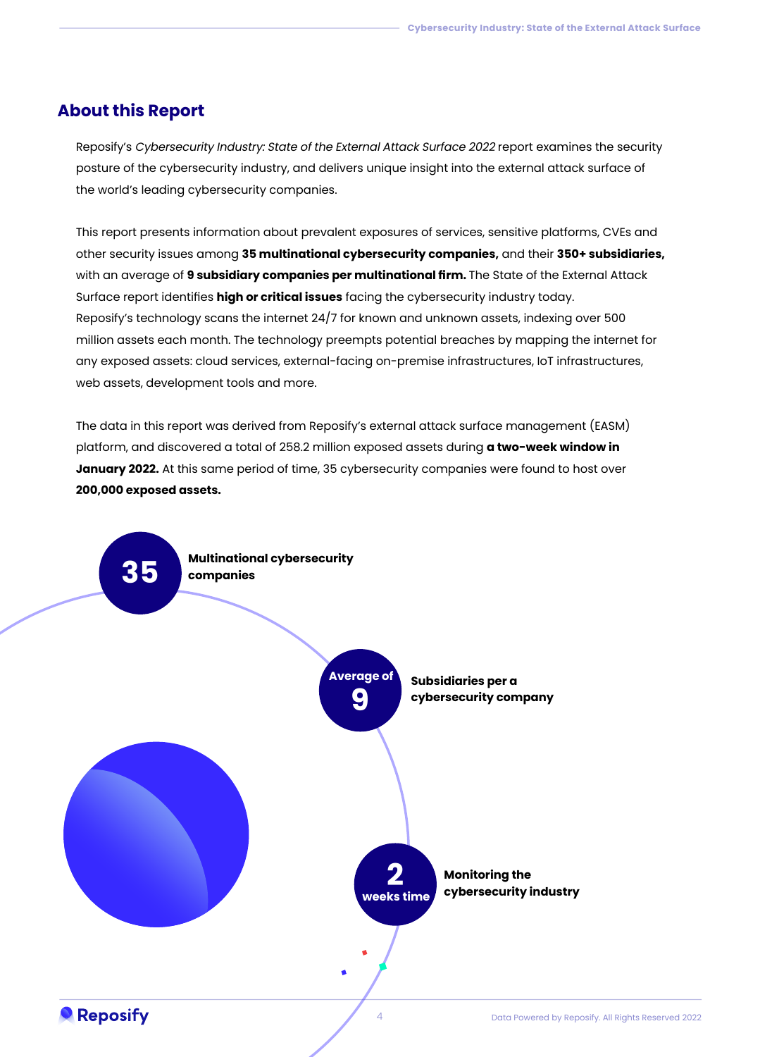## About this Report

Reposify's *Cybersecurity Industry: State of the External Attack Surface 2022* report examines the security posture of the cybersecurity industry, and delivers unique insight into the external attack surface of the world's leading cybersecurity companies.

This report presents information about prevalent exposures of services, sensitive platforms, CVEs and other security issues among **35 multinational cybersecurity companies,** and their **350+ subsidiaries,** with an average of **9 subsidiary companies per multinational firm.** The State of the External Attack Surface report identifies **high or critical issues** facing the cybersecurity industry today. Reposify's technology scans the internet 24/7 for known and unknown assets, indexing over 500 million assets each month. The technology preempts potential breaches by mapping the internet for any exposed assets: cloud services, external-facing on-premise infrastructures, IoT infrastructures, web assets, development tools and more.

The data in this report was derived from Reposify's external attack surface management (EASM) platform, and discovered a total of 258.2 million exposed assets during **a two-week window in January 2022.** At this same period of time, 35 cybersecurity companies were found to host over **200,000 exposed assets.**

**35** — **Multinational cybersecurity companies**

**Average of 9** — **Subsidiaries per a cybersecurity company**

**2 weeks time** — **Monitoring the cybersecurity industry**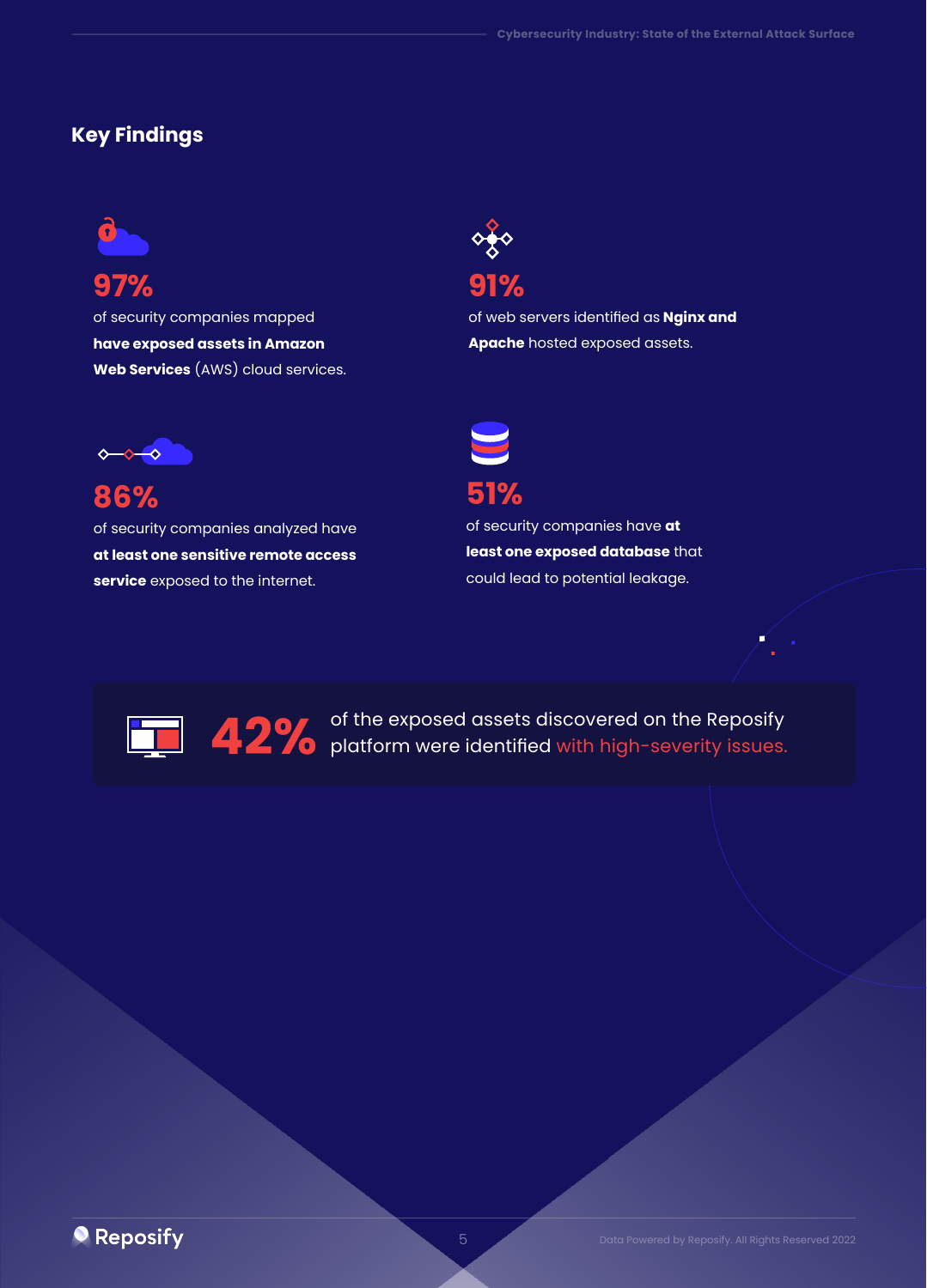## Key Findings

**97%**

of security companies mapped **have exposed assets in Amazon Web Services** (AWS) cloud services.

**91%**

of web servers identified as **Nginx and Apache** hosted exposed assets.

**86%**

of security companies analyzed have **at least one sensitive remote access service** exposed to the internet.

**51%**

of security companies have **at least one exposed database** that could lead to potential leakage.

**42%** of the exposed assets discovered on the Reposify platform were identified with high-severity issues.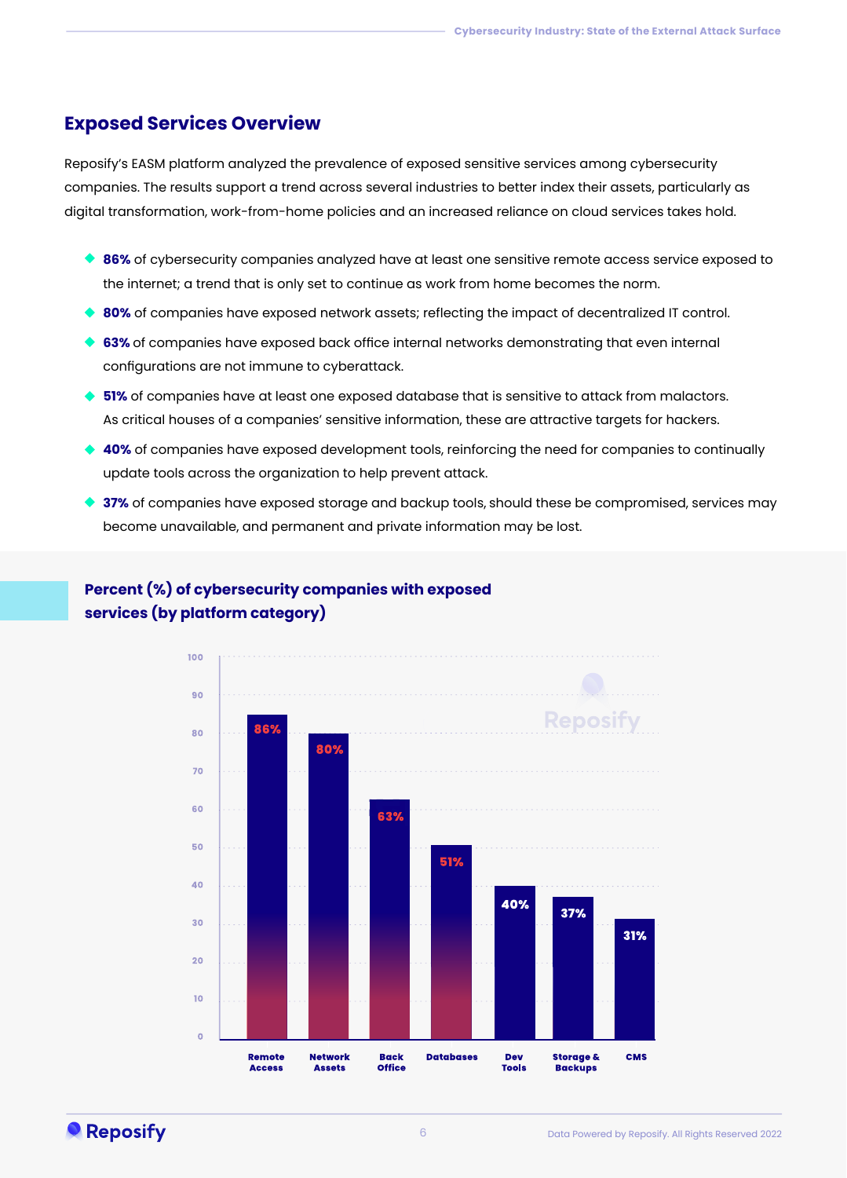## Exposed Services Overview

Reposify's EASM platform analyzed the prevalence of exposed sensitive services among cybersecurity companies. The results support a trend across several industries to better index their assets, particularly as digital transformation, work-from-home policies and an increased reliance on cloud services takes hold.

- **86%** of cybersecurity companies analyzed have at least one sensitive remote access service exposed to the internet; a trend that is only set to continue as work from home becomes the norm.
- **80%** of companies have exposed network assets; reflecting the impact of decentralized IT control.
- **63%** of companies have exposed back office internal networks demonstrating that even internal configurations are not immune to cyberattack.
- **51%** of companies have at least one exposed database that is sensitive to attack from malactors. As critical houses of a companies' sensitive information, these are attractive targets for hackers.
- **40%** of companies have exposed development tools, reinforcing the need for companies to continually update tools across the organization to help prevent attack.
- **37%** of companies have exposed storage and backup tools, should these be compromised, services may become unavailable, and permanent and private information may be lost.

### Percent (%) of cybersecurity companies with exposed services (by platform category)

| Platform category | Percent |
|---|---|
| Remote Access | 86% |
| Network Assets | 80% |
| Back Office | 63% |
| Databases | 51% |
| Dev Tools | 40% |
| Storage & Backups | 37% |
| CMS | 31% |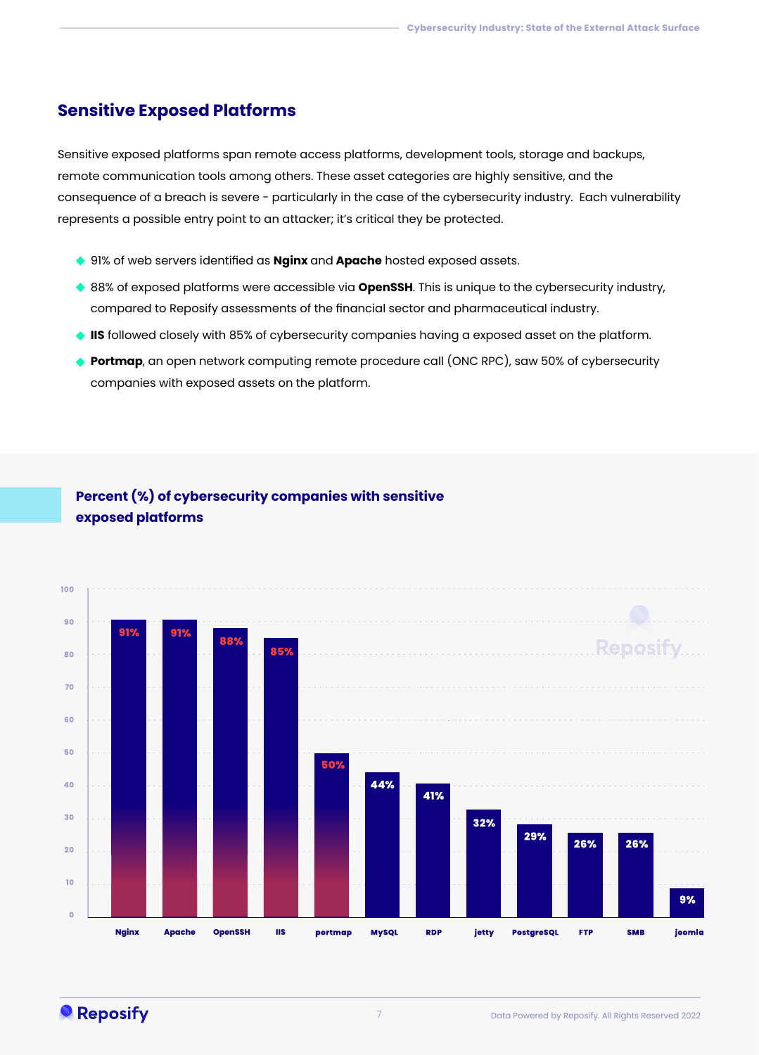## Sensitive Exposed Platforms

Sensitive exposed platforms span remote access platforms, development tools, storage and backups, remote communication tools among others. These asset categories are highly sensitive, and the consequence of a breach is severe - particularly in the case of the cybersecurity industry. Each vulnerability represents a possible entry point to an attacker; it's critical they be protected.

- 91% of web servers identified as **Nginx** and **Apache** hosted exposed assets.
- 88% of exposed platforms were accessible via **OpenSSH**. This is unique to the cybersecurity industry, compared to Reposify assessments of the financial sector and pharmaceutical industry.
- **IIS** followed closely with 85% of cybersecurity companies having a exposed asset on the platform.
- **Portmap**, an open network computing remote procedure call (ONC RPC), saw 50% of cybersecurity companies with exposed assets on the platform.

### Percent (%) of cybersecurity companies with sensitive exposed platforms

| Platform | Percent |
|---|---|
| Nginx | 91% |
| Apache | 91% |
| OpenSSH | 88% |
| IIS | 85% |
| portmap | 50% |
| MySQL | 44% |
| RDP | 41% |
| jetty | 32% |
| PostgreSQL | 29% |
| FTP | 26% |
| SMB | 26% |
| joomla | 9% |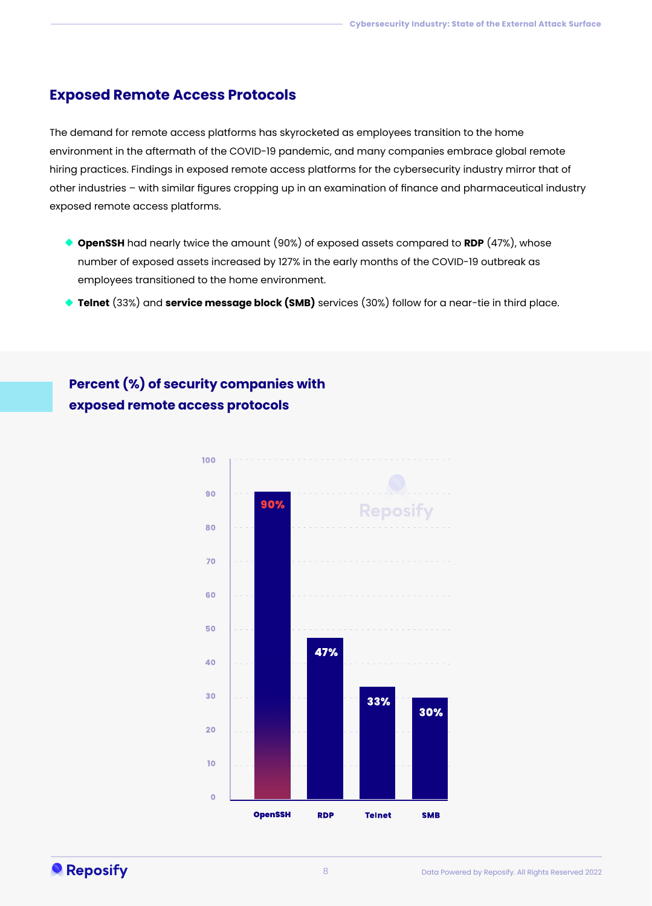## Exposed Remote Access Protocols

The demand for remote access platforms has skyrocketed as employees transition to the home environment in the aftermath of the COVID-19 pandemic, and many companies embrace global remote hiring practices. Findings in exposed remote access platforms for the cybersecurity industry mirror that of other industries – with similar figures cropping up in an examination of finance and pharmaceutical industry exposed remote access platforms.

- **OpenSSH** had nearly twice the amount (90%) of exposed assets compared to **RDP** (47%), whose number of exposed assets increased by 127% in the early months of the COVID-19 outbreak as employees transitioned to the home environment.
- **Telnet** (33%) and **service message block (SMB)** services (30%) follow for a near-tie in third place.

### Percent (%) of security companies with exposed remote access protocols

| Protocol | Percent |
|---|---|
| OpenSSH | 90% |
| RDP | 47% |
| Telnet | 33% |
| SMB | 30% |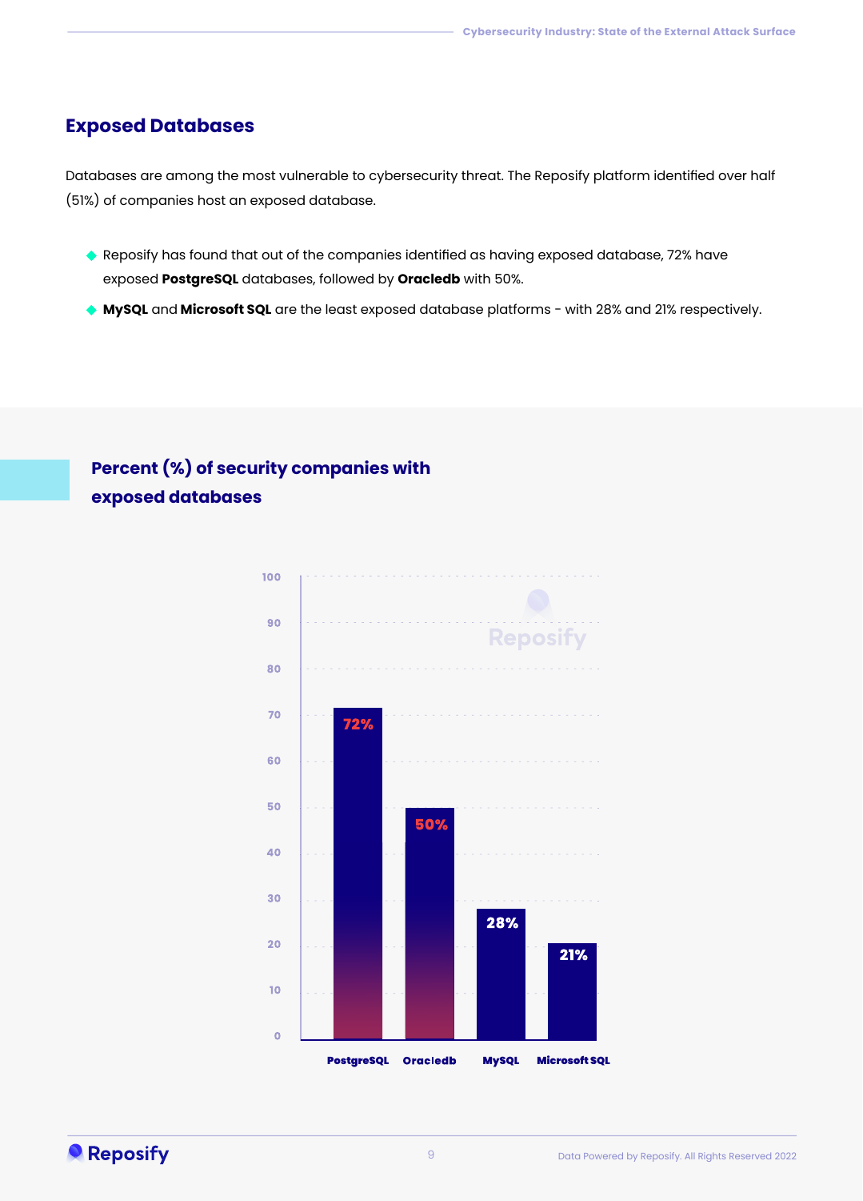## Exposed Databases

Databases are among the most vulnerable to cybersecurity threat. The Reposify platform identified over half (51%) of companies host an exposed database.

- Reposify has found that out of the companies identified as having exposed database, 72% have exposed **PostgreSQL** databases, followed by **Oracledb** with 50%.
- **MySQL** and **Microsoft SQL** are the least exposed database platforms - with 28% and 21% respectively.

### Percent (%) of security companies with exposed databases

| Database | Percent |
|---|---|
| PostgreSQL | 72% |
| Oracledb | 50% |
| MySQL | 28% |
| Microsoft SQL | 21% |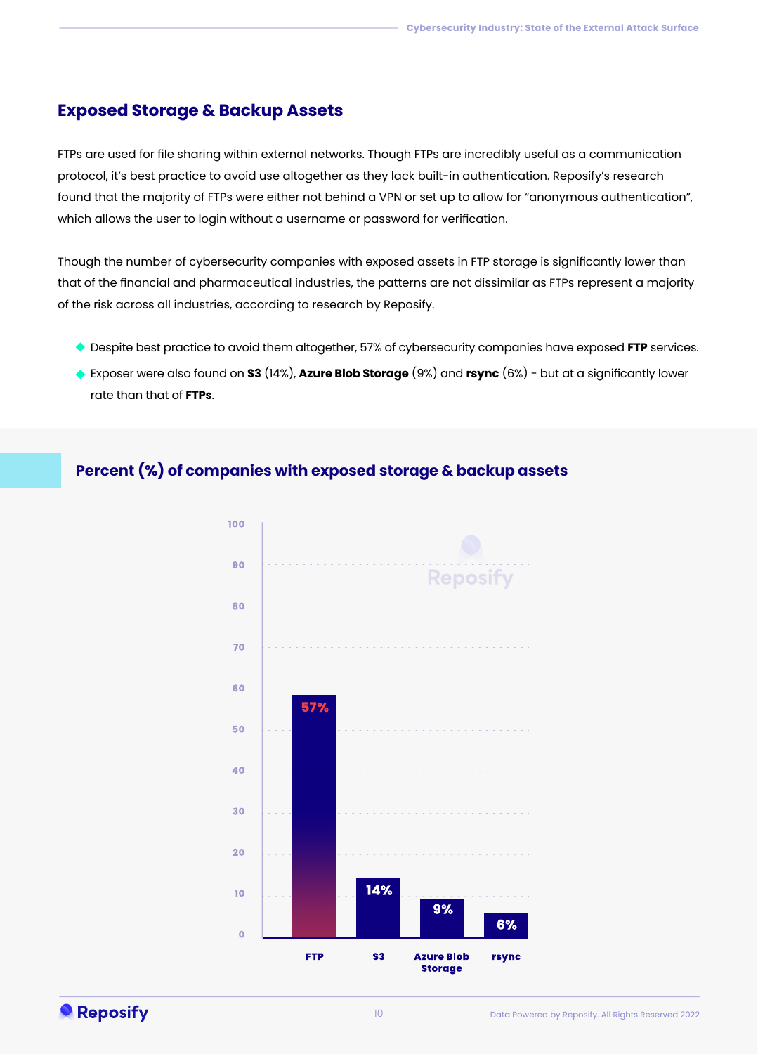## Exposed Storage & Backup Assets

FTPs are used for file sharing within external networks. Though FTPs are incredibly useful as a communication protocol, it's best practice to avoid use altogether as they lack built-in authentication. Reposify's research found that the majority of FTPs were either not behind a VPN or set up to allow for "anonymous authentication", which allows the user to login without a username or password for verification.

Though the number of cybersecurity companies with exposed assets in FTP storage is significantly lower than that of the financial and pharmaceutical industries, the patterns are not dissimilar as FTPs represent a majority of the risk across all industries, according to research by Reposify.

- Despite best practice to avoid them altogether, 57% of cybersecurity companies have exposed **FTP** services.
- Exposer were also found on **S3** (14%), **Azure Blob Storage** (9%) and **rsync** (6%) - but at a significantly lower rate than that of **FTPs**.

### Percent (%) of companies with exposed storage & backup assets

| Asset | Percent |
|---|---|
| FTP | 57% |
| S3 | 14% |
| Azure Blob Storage | 9% |
| rsync | 6% |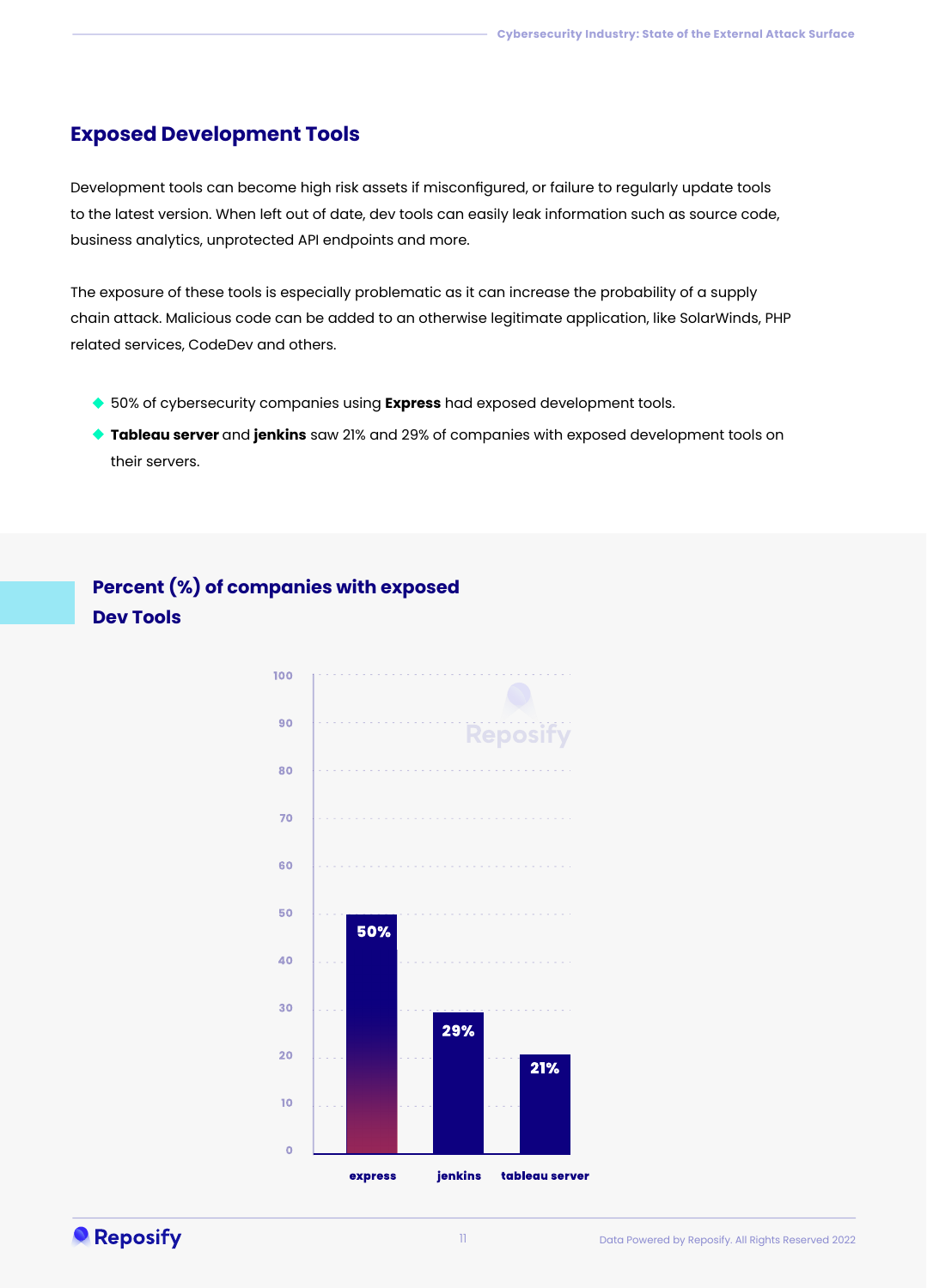## Exposed Development Tools

Development tools can become high risk assets if misconfigured, or failure to regularly update tools to the latest version. When left out of date, dev tools can easily leak information such as source code, business analytics, unprotected API endpoints and more.

The exposure of these tools is especially problematic as it can increase the probability of a supply chain attack. Malicious code can be added to an otherwise legitimate application, like SolarWinds, PHP related services, CodeDev and others.

- 50% of cybersecurity companies using **Express** had exposed development tools.
- **Tableau server** and **jenkins** saw 21% and 29% of companies with exposed development tools on their servers.

### Percent (%) of companies with exposed Dev Tools

| Tool | Percent |
| --- | --- |
| express | 50% |
| jenkins | 29% |
| tableau server | 21% |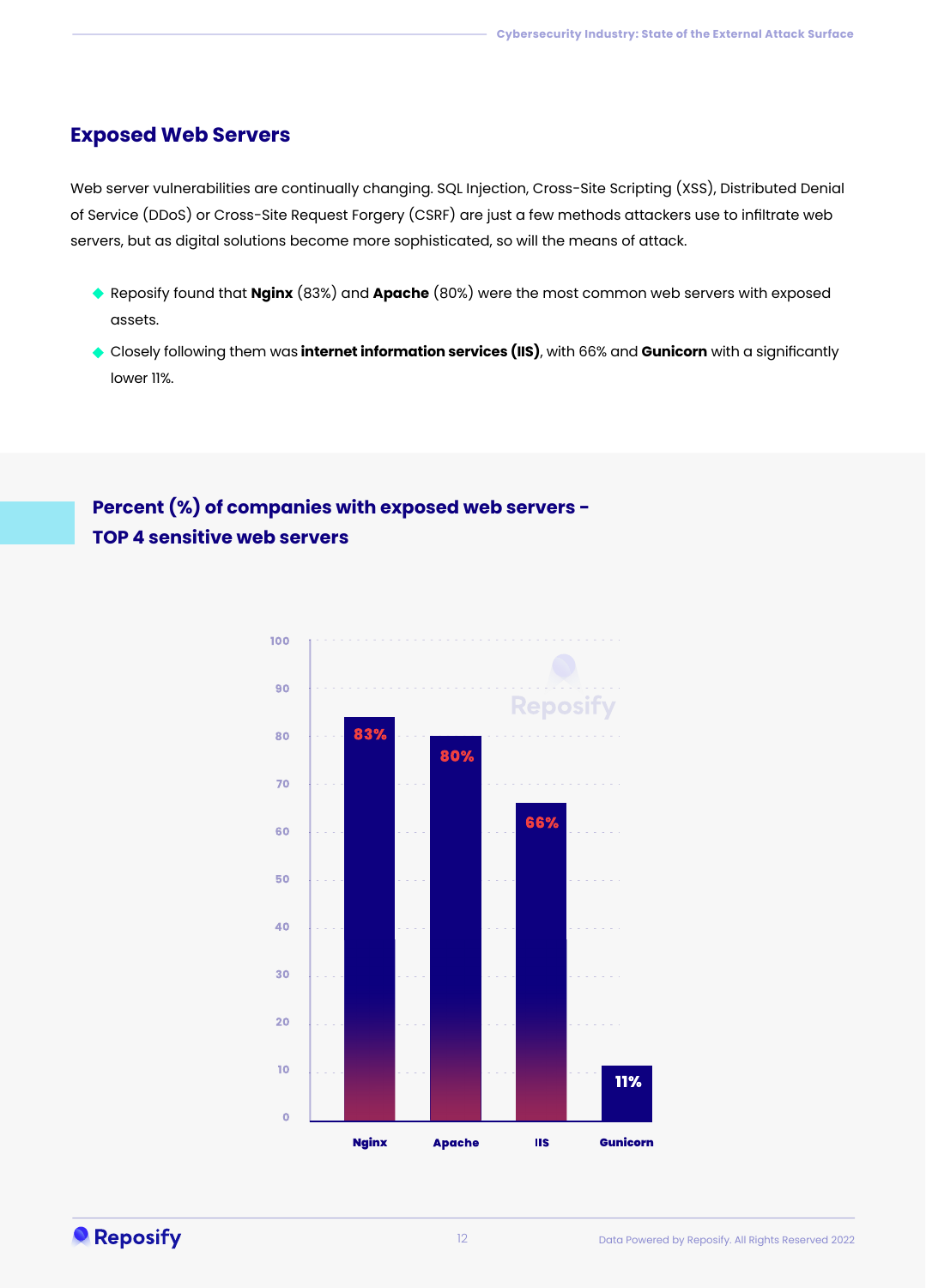## Exposed Web Servers

Web server vulnerabilities are continually changing. SQL Injection, Cross-Site Scripting (XSS), Distributed Denial of Service (DDoS) or Cross-Site Request Forgery (CSRF) are just a few methods attackers use to infiltrate web servers, but as digital solutions become more sophisticated, so will the means of attack.

- Reposify found that **Nginx** (83%) and **Apache** (80%) were the most common web servers with exposed assets.
- Closely following them was **internet information services (IIS)**, with 66% and **Gunicorn** with a significantly lower 11%.

### Percent (%) of companies with exposed web servers - TOP 4 sensitive web servers

| Web server | Percent |
|---|---|
| Nginx | 83% |
| Apache | 80% |
| IIS | 66% |
| Gunicorn | 11% |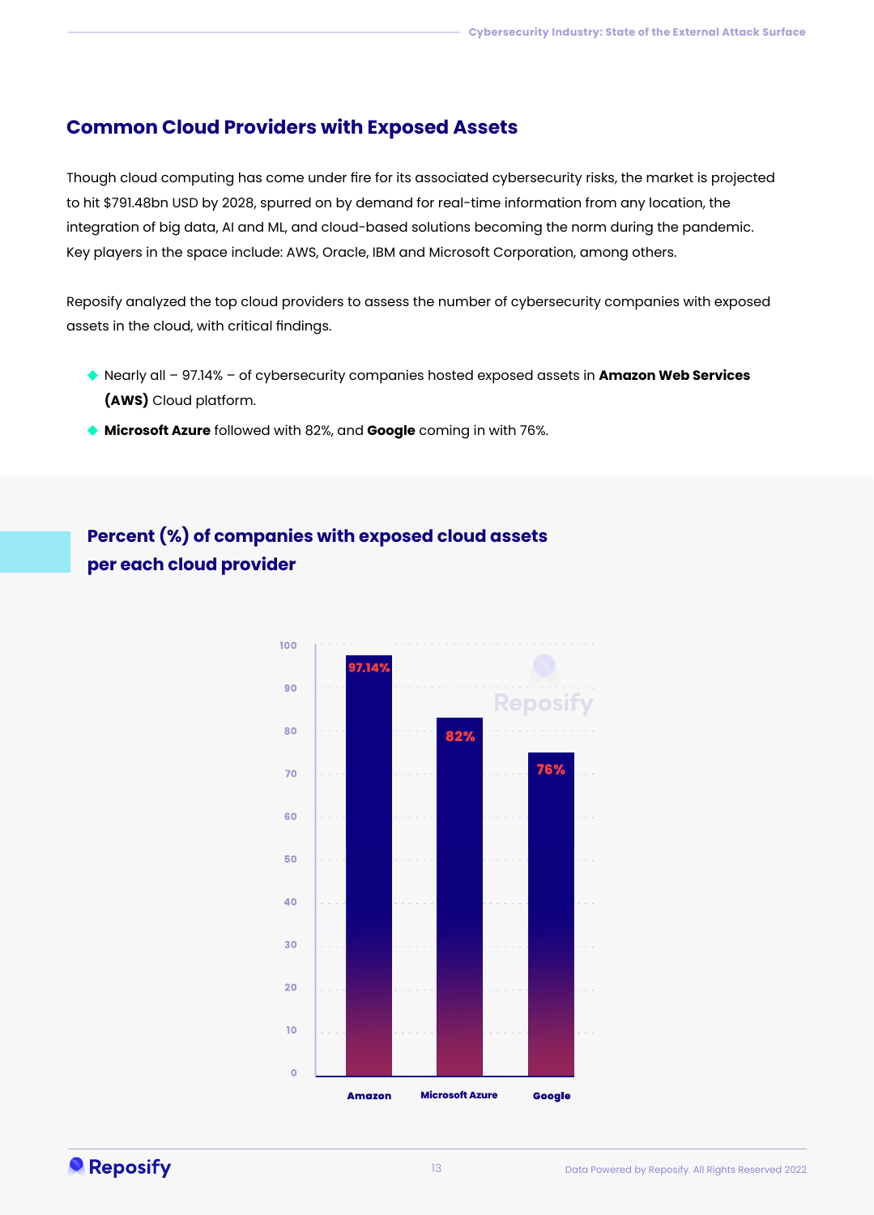## Common Cloud Providers with Exposed Assets

Though cloud computing has come under fire for its associated cybersecurity risks, the market is projected to hit $791.48bn USD by 2028, spurred on by demand for real-time information from any location, the integration of big data, AI and ML, and cloud-based solutions becoming the norm during the pandemic. Key players in the space include: AWS, Oracle, IBM and Microsoft Corporation, among others.

Reposify analyzed the top cloud providers to assess the number of cybersecurity companies with exposed assets in the cloud, with critical findings.

- Nearly all – 97.14% – of cybersecurity companies hosted exposed assets in **Amazon Web Services (AWS)** Cloud platform.
- **Microsoft Azure** followed with 82%, and **Google** coming in with 76%.

### Percent (%) of companies with exposed cloud assets per each cloud provider

| Cloud provider | Percent (%) |
| --- | --- |
| Amazon | 97.14% |
| Microsoft Azure | 82% |
| Google | 76% |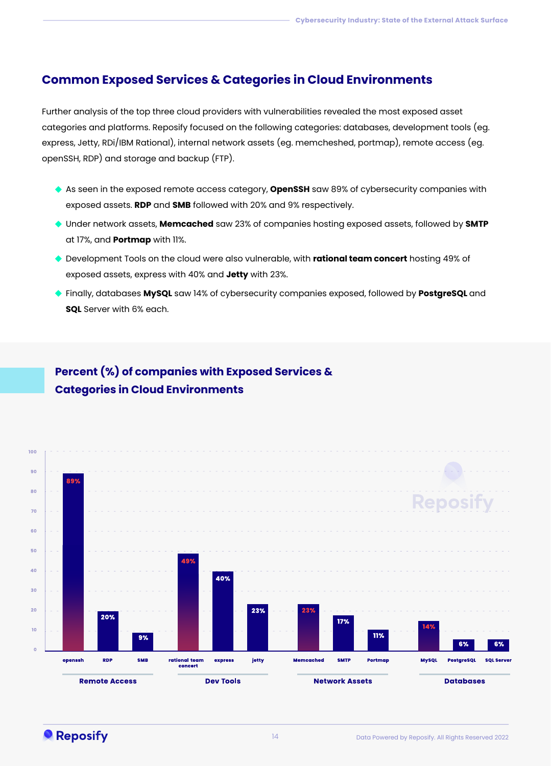## Common Exposed Services & Categories in Cloud Environments

Further analysis of the top three cloud providers with vulnerabilities revealed the most exposed asset categories and platforms. Reposify focused on the following categories: databases, development tools (eg. express, Jetty, RDi/IBM Rational), internal network assets (eg. memcheshed, portmap), remote access (eg. openSSH, RDP) and storage and backup (FTP).

- As seen in the exposed remote access category, **OpenSSH** saw 89% of cybersecurity companies with exposed assets. **RDP** and **SMB** followed with 20% and 9% respectively.
- Under network assets, **Memcached** saw 23% of companies hosting exposed assets, followed by **SMTP** at 17%, and **Portmap** with 11%.
- Development Tools on the cloud were also vulnerable, with **rational team concert** hosting 49% of exposed assets, express with 40% and **Jetty** with 23%.
- Finally, databases **MySQL** saw 14% of cybersecurity companies exposed, followed by **PostgreSQL** and **SQL** Server with 6% each.

### Percent (%) of companies with Exposed Services & Categories in Cloud Environments

| Category | Service | % |
|---|---|---|
| Remote Access | openssh | 89% |
| Remote Access | RDP | 20% |
| Remote Access | SMB | 9% |
| Dev Tools | rational team concert | 49% |
| Dev Tools | express | 40% |
| Dev Tools | jetty | 23% |
| Network Assets | Memcached | 23% |
| Network Assets | SMTP | 17% |
| Network Assets | Portmap | 11% |
| Databases | MySQL | 14% |
| Databases | PostgreSQL | 6% |
| Databases | SQL Server | 6% |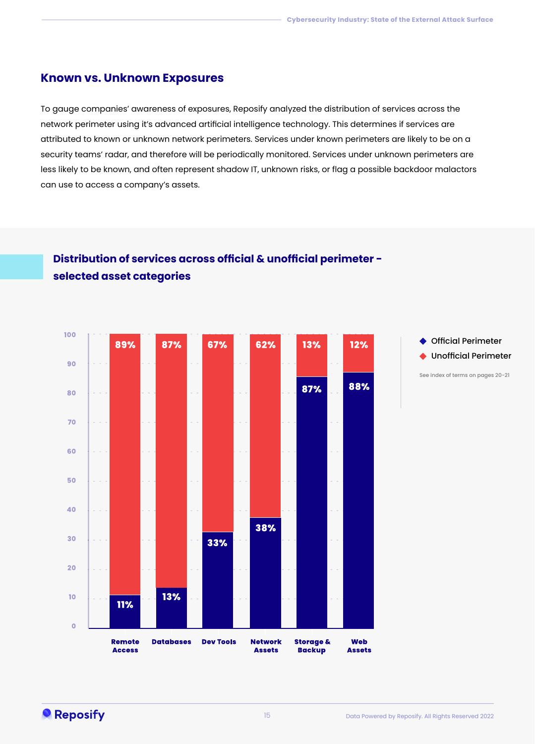## Known vs. Unknown Exposures

To gauge companies' awareness of exposures, Reposify analyzed the distribution of services across the network perimeter using it's advanced artificial intelligence technology. This determines if services are attributed to known or unknown network perimeters. Services under known perimeters are likely to be on a security teams' radar, and therefore will be periodically monitored. Services under unknown perimeters are less likely to be known, and often represent shadow IT, unknown risks, or flag a possible backdoor malactors can use to access a company's assets.

### Distribution of services across official & unofficial perimeter - selected asset categories

| Category | Official Perimeter | Unofficial Perimeter |
| --- | --- | --- |
| Remote Access | 11% | 89% |
| Databases | 13% | 87% |
| Dev Tools | 33% | 67% |
| Network Assets | 38% | 62% |
| Storage & Backup | 87% | 13% |
| Web Assets | 88% | 12% |

See index of terms on pages 20-21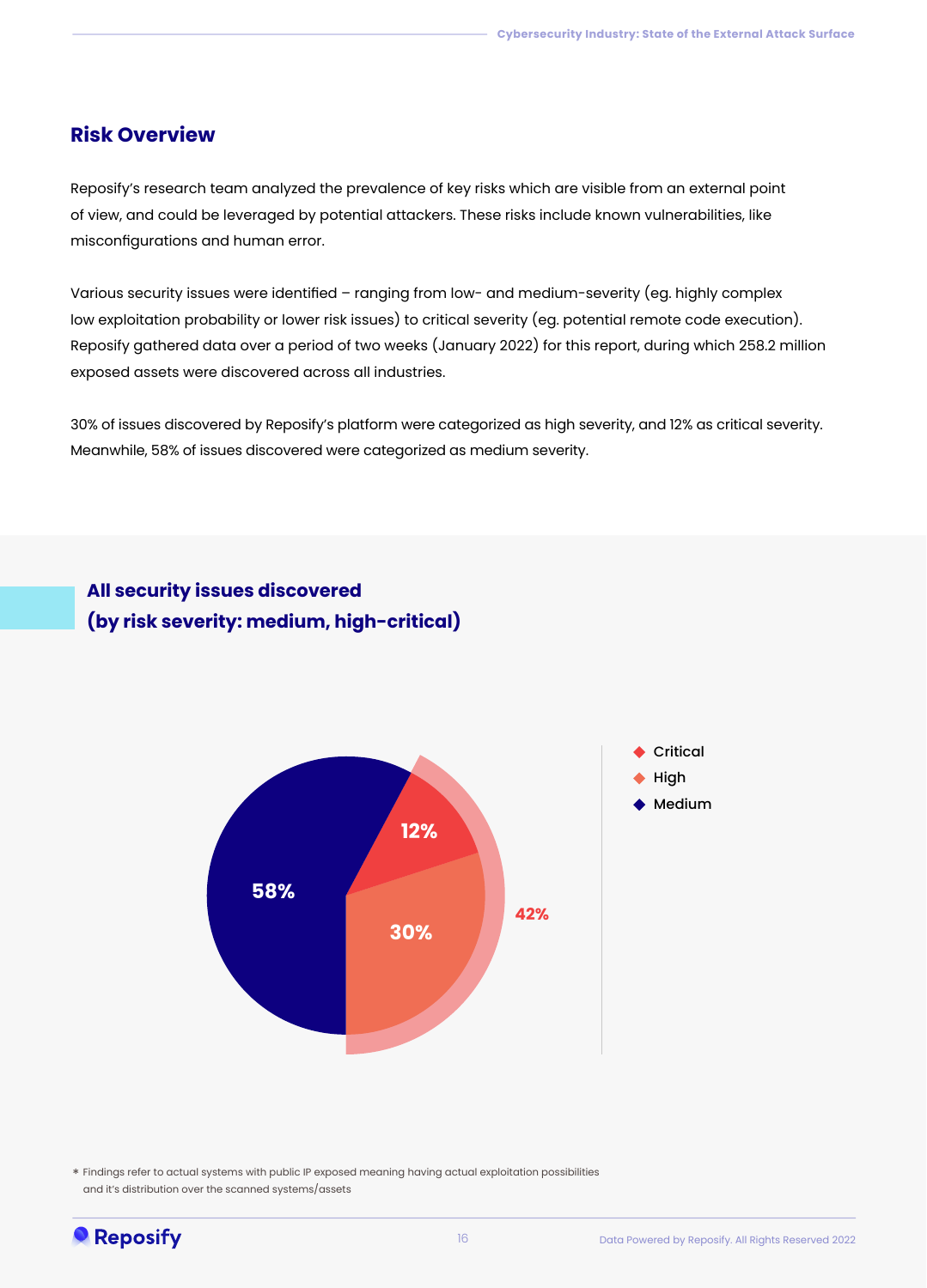## Risk Overview

Reposify's research team analyzed the prevalence of key risks which are visible from an external point of view, and could be leveraged by potential attackers. These risks include known vulnerabilities, like misconfigurations and human error.

Various security issues were identified – ranging from low- and medium-severity (eg. highly complex low exploitation probability or lower risk issues) to critical severity (eg. potential remote code execution). Reposify gathered data over a period of two weeks (January 2022) for this report, during which 258.2 million exposed assets were discovered across all industries.

30% of issues discovered by Reposify's platform were categorized as high severity, and 12% as critical severity. Meanwhile, 58% of issues discovered were categorized as medium severity.

### All security issues discovered (by risk severity: medium, high-critical)

| Severity | Share |
| --- | --- |
| Critical | 12% |
| High | 30% |
| Medium | 58% |
| High-Critical (combined) | 42% |

* Findings refer to actual systems with public IP exposed meaning having actual exploitation possibilities and it's distribution over the scanned systems/assets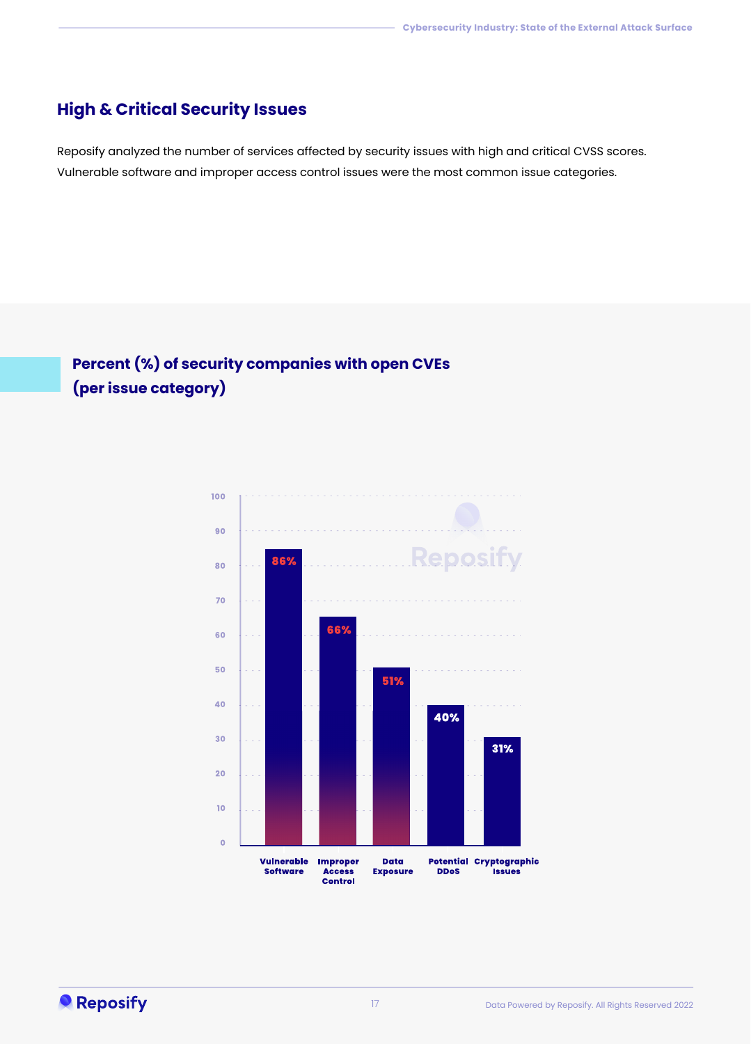## High & Critical Security Issues

Reposify analyzed the number of services affected by security issues with high and critical CVSS scores. Vulnerable software and improper access control issues were the most common issue categories.

### Percent (%) of security companies with open CVEs (per issue category)

| Issue Category | Percent |
|---|---|
| Vulnerable Software | 86% |
| Improper Access Control | 66% |
| Data Exposure | 51% |
| Potential DDoS | 40% |
| Cryptographic Issues | 31% |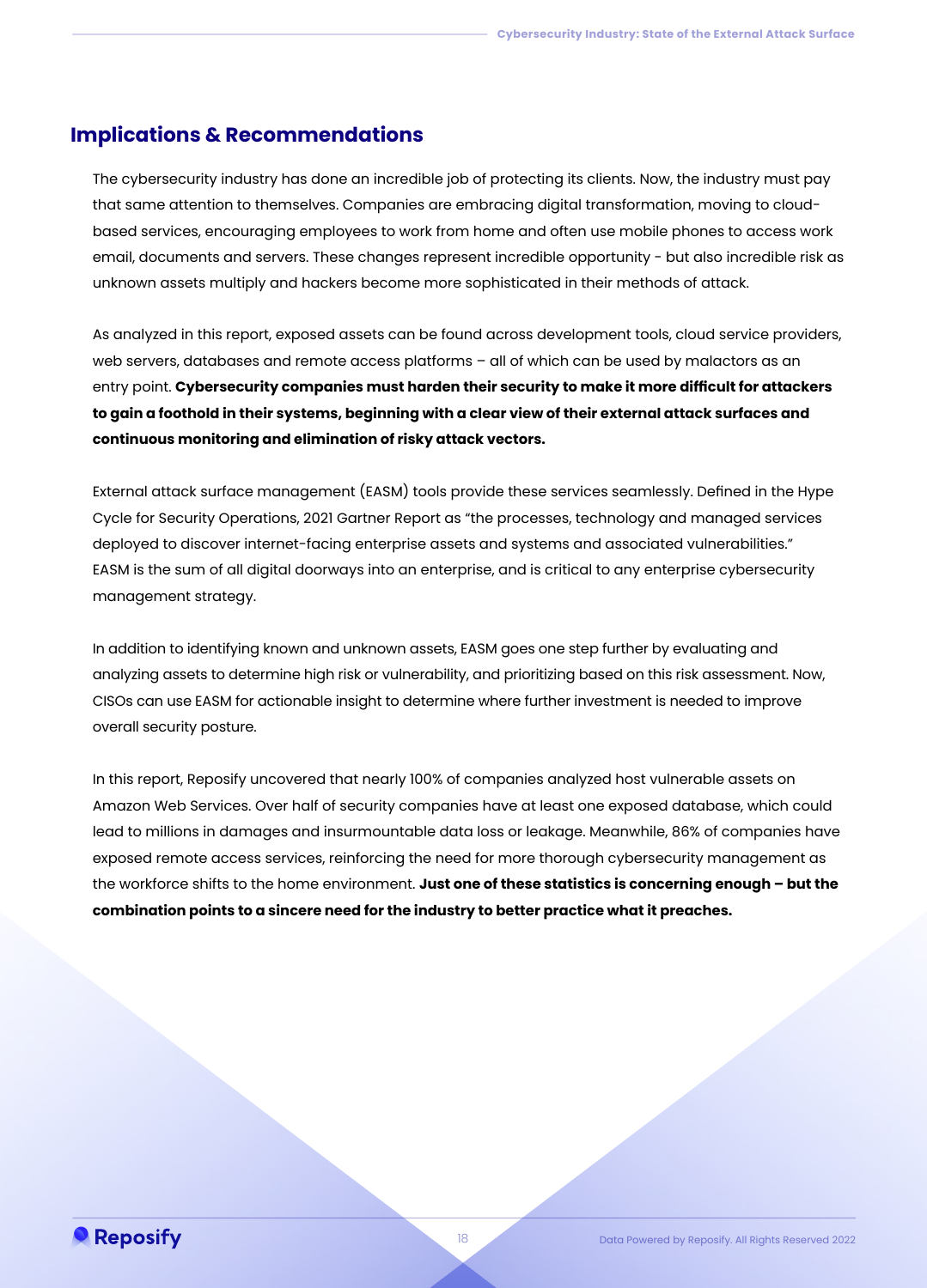## Implications & Recommendations

The cybersecurity industry has done an incredible job of protecting its clients. Now, the industry must pay that same attention to themselves. Companies are embracing digital transformation, moving to cloud-based services, encouraging employees to work from home and often use mobile phones to access work email, documents and servers. These changes represent incredible opportunity - but also incredible risk as unknown assets multiply and hackers become more sophisticated in their methods of attack.

As analyzed in this report, exposed assets can be found across development tools, cloud service providers, web servers, databases and remote access platforms – all of which can be used by malactors as an entry point. **Cybersecurity companies must harden their security to make it more difficult for attackers to gain a foothold in their systems, beginning with a clear view of their external attack surfaces and continuous monitoring and elimination of risky attack vectors.**

External attack surface management (EASM) tools provide these services seamlessly. Defined in the Hype Cycle for Security Operations, 2021 Gartner Report as "the processes, technology and managed services deployed to discover internet-facing enterprise assets and systems and associated vulnerabilities." EASM is the sum of all digital doorways into an enterprise, and is critical to any enterprise cybersecurity management strategy.

In addition to identifying known and unknown assets, EASM goes one step further by evaluating and analyzing assets to determine high risk or vulnerability, and prioritizing based on this risk assessment. Now, CISOs can use EASM for actionable insight to determine where further investment is needed to improve overall security posture.

In this report, Reposify uncovered that nearly 100% of companies analyzed host vulnerable assets on Amazon Web Services. Over half of security companies have at least one exposed database, which could lead to millions in damages and insurmountable data loss or leakage. Meanwhile, 86% of companies have exposed remote access services, reinforcing the need for more thorough cybersecurity management as the workforce shifts to the home environment. **Just one of these statistics is concerning enough – but the combination points to a sincere need for the industry to better practice what it preaches.**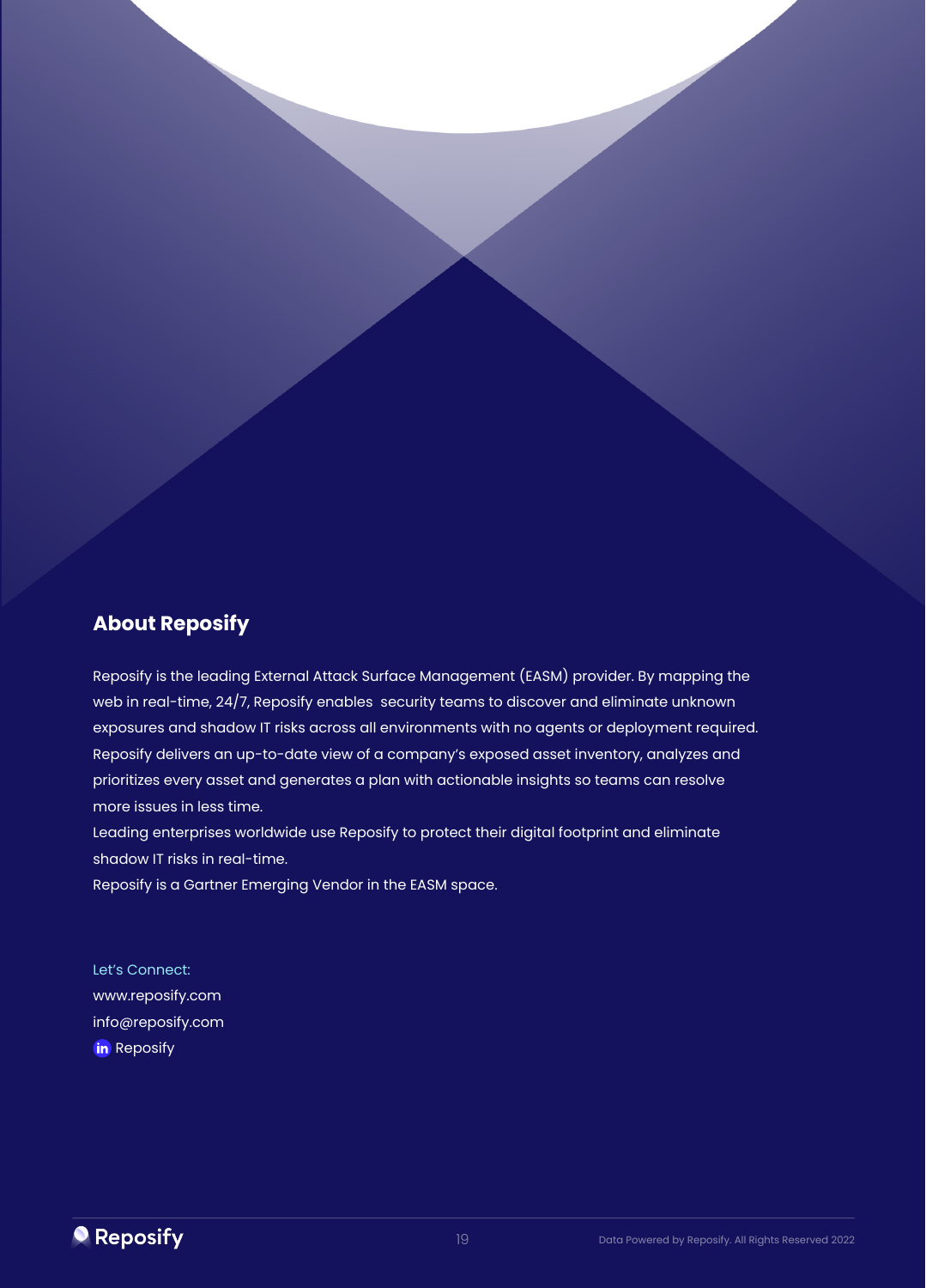## About Reposify

Reposify is the leading External Attack Surface Management (EASM) provider. By mapping the web in real-time, 24/7, Reposify enables security teams to discover and eliminate unknown exposures and shadow IT risks across all environments with no agents or deployment required. Reposify delivers an up-to-date view of a company's exposed asset inventory, analyzes and prioritizes every asset and generates a plan with actionable insights so teams can resolve more issues in less time.
Leading enterprises worldwide use Reposify to protect their digital footprint and eliminate shadow IT risks in real-time.
Reposify is a Gartner Emerging Vendor in the EASM space.

Let's Connect:
www.reposify.com
info@reposify.com
Reposify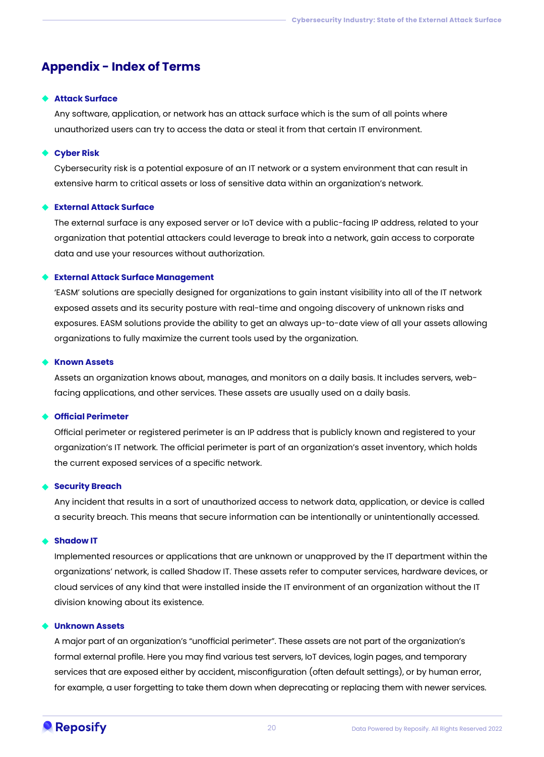## Appendix - Index of Terms

- **Attack Surface**

  Any software, application, or network has an attack surface which is the sum of all points where unauthorized users can try to access the data or steal it from that certain IT environment.

- **Cyber Risk**

  Cybersecurity risk is a potential exposure of an IT network or a system environment that can result in extensive harm to critical assets or loss of sensitive data within an organization's network.

- **External Attack Surface**

  The external surface is any exposed server or IoT device with a public-facing IP address, related to your organization that potential attackers could leverage to break into a network, gain access to corporate data and use your resources without authorization.

- **External Attack Surface Management**

  'EASM' solutions are specially designed for organizations to gain instant visibility into all of the IT network exposed assets and its security posture with real-time and ongoing discovery of unknown risks and exposures. EASM solutions provide the ability to get an always up-to-date view of all your assets allowing organizations to fully maximize the current tools used by the organization.

- **Known Assets**

  Assets an organization knows about, manages, and monitors on a daily basis. It includes servers, web-facing applications, and other services. These assets are usually used on a daily basis.

- **Official Perimeter**

  Official perimeter or registered perimeter is an IP address that is publicly known and registered to your organization's IT network. The official perimeter is part of an organization's asset inventory, which holds the current exposed services of a specific network.

- **Security Breach**

  Any incident that results in a sort of unauthorized access to network data, application, or device is called a security breach. This means that secure information can be intentionally or unintentionally accessed.

- **Shadow IT**

  Implemented resources or applications that are unknown or unapproved by the IT department within the organizations' network, is called Shadow IT. These assets refer to computer services, hardware devices, or cloud services of any kind that were installed inside the IT environment of an organization without the IT division knowing about its existence.

- **Unknown Assets**

  A major part of an organization's "unofficial perimeter". These assets are not part of the organization's formal external profile. Here you may find various test servers, IoT devices, login pages, and temporary services that are exposed either by accident, misconfiguration (often default settings), or by human error, for example, a user forgetting to take them down when deprecating or replacing them with newer services.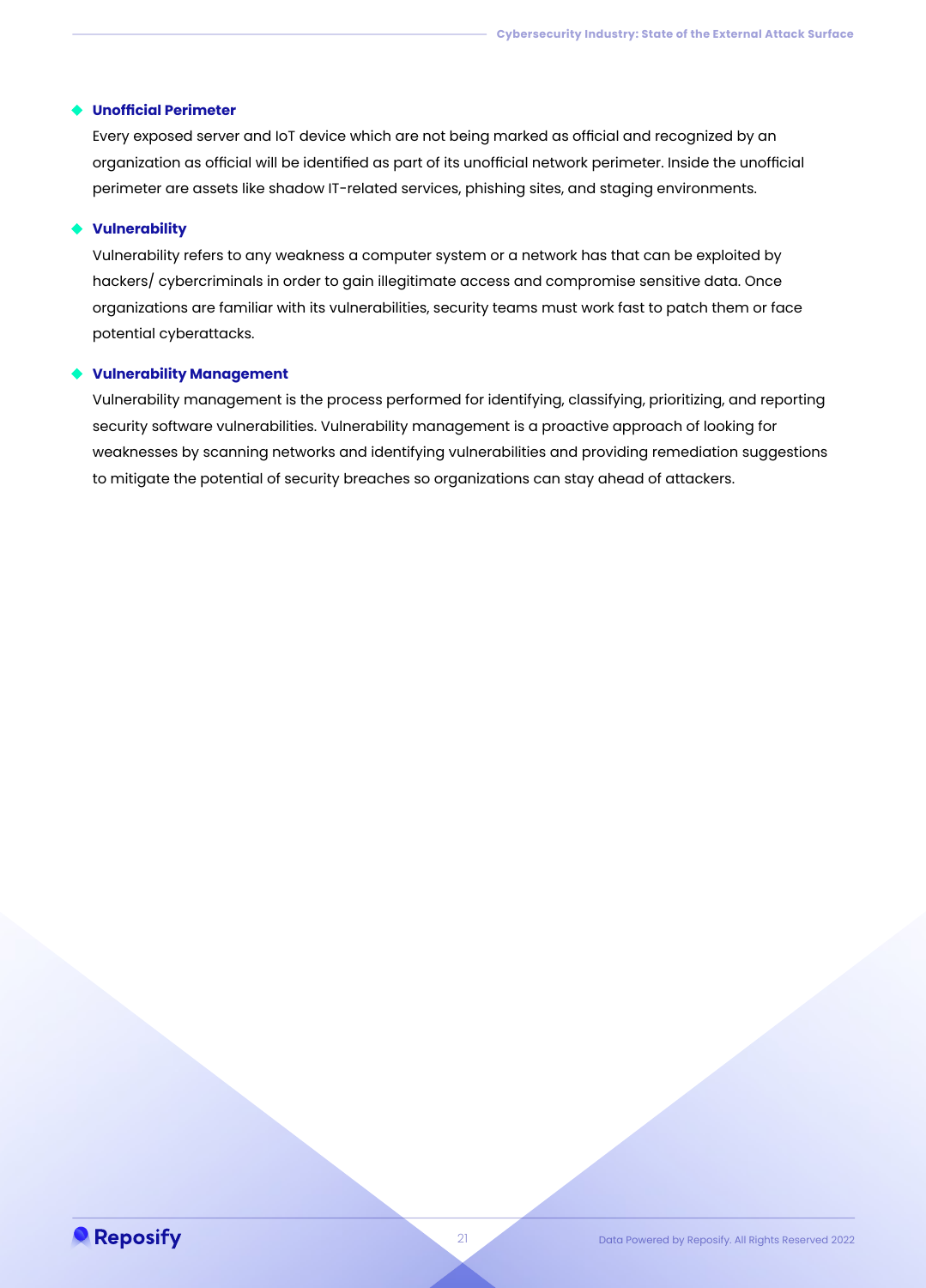- **Unofficial Perimeter**

  Every exposed server and IoT device which are not being marked as official and recognized by an organization as official will be identified as part of its unofficial network perimeter. Inside the unofficial perimeter are assets like shadow IT-related services, phishing sites, and staging environments.

- **Vulnerability**

  Vulnerability refers to any weakness a computer system or a network has that can be exploited by hackers/ cybercriminals in order to gain illegitimate access and compromise sensitive data. Once organizations are familiar with its vulnerabilities, security teams must work fast to patch them or face potential cyberattacks.

- **Vulnerability Management**

  Vulnerability management is the process performed for identifying, classifying, prioritizing, and reporting security software vulnerabilities. Vulnerability management is a proactive approach of looking for weaknesses by scanning networks and identifying vulnerabilities and providing remediation suggestions to mitigate the potential of security breaches so organizations can stay ahead of attackers.